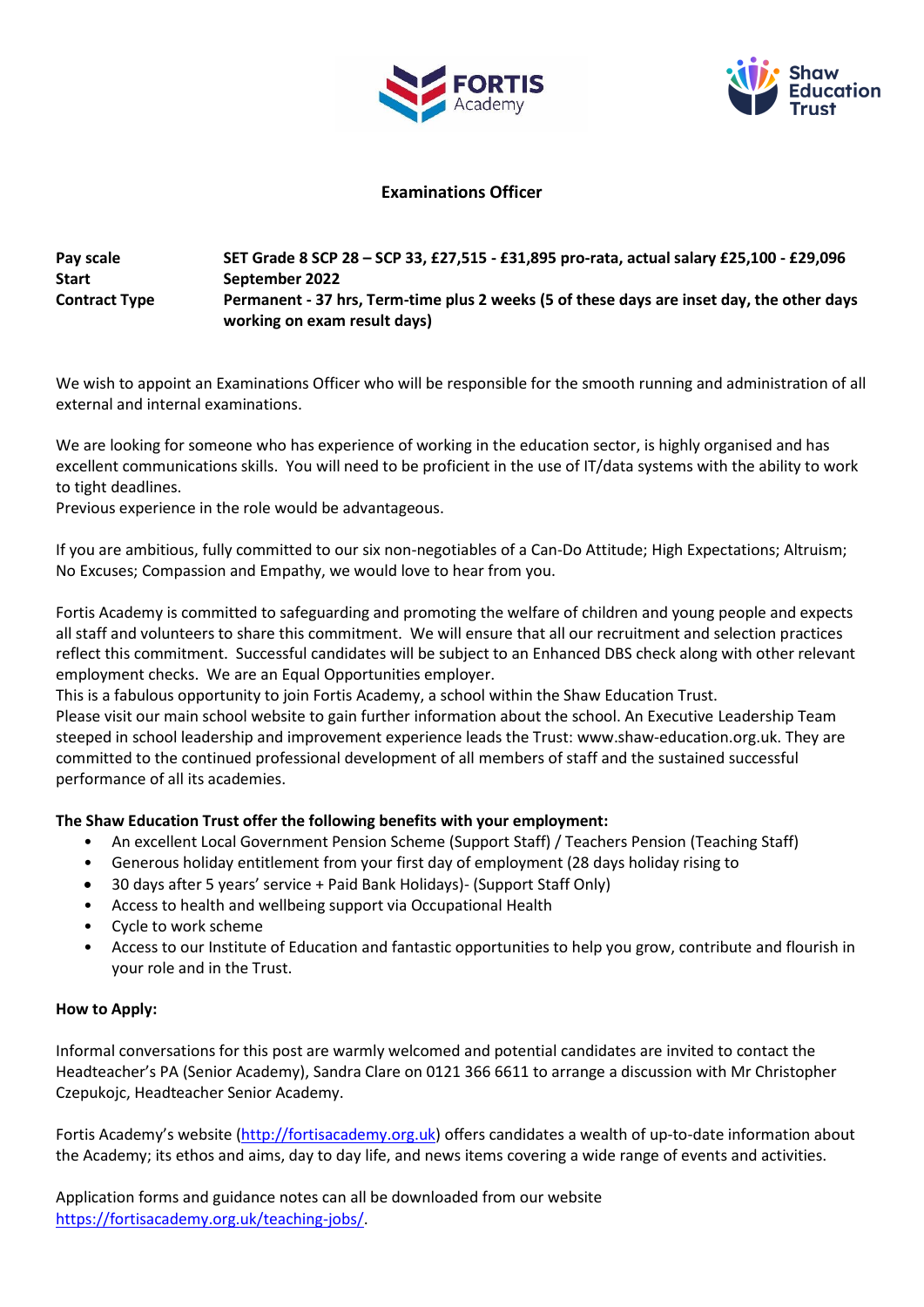# Examinations Officer

| | |
|---|---|
| **Pay scale** | **SET Grade 8 SCP 28 – SCP 33, £27,515 - £31,895 pro-rata, actual salary £25,100 - £29,096** |
| **Start** | **September 2022** |
| **Contract Type** | **Permanent - 37 hrs, Term-time plus 2 weeks (5 of these days are inset day, the other days working on exam result days)** |

We wish to appoint an Examinations Officer who will be responsible for the smooth running and administration of all external and internal examinations.

We are looking for someone who has experience of working in the education sector, is highly organised and has excellent communications skills. You will need to be proficient in the use of IT/data systems with the ability to work to tight deadlines.
Previous experience in the role would be advantageous.

If you are ambitious, fully committed to our six non-negotiables of a Can-Do Attitude; High Expectations; Altruism; No Excuses; Compassion and Empathy, we would love to hear from you.

Fortis Academy is committed to safeguarding and promoting the welfare of children and young people and expects all staff and volunteers to share this commitment. We will ensure that all our recruitment and selection practices reflect this commitment. Successful candidates will be subject to an Enhanced DBS check along with other relevant employment checks. We are an Equal Opportunities employer.
This is a fabulous opportunity to join Fortis Academy, a school within the Shaw Education Trust.
Please visit our main school website to gain further information about the school. An Executive Leadership Team steeped in school leadership and improvement experience leads the Trust: www.shaw-education.org.uk. They are committed to the continued professional development of all members of staff and the sustained successful performance of all its academies.

**The Shaw Education Trust offer the following benefits with your employment:**

- An excellent Local Government Pension Scheme (Support Staff) / Teachers Pension (Teaching Staff)
- Generous holiday entitlement from your first day of employment (28 days holiday rising to
- 30 days after 5 years' service + Paid Bank Holidays)- (Support Staff Only)
- Access to health and wellbeing support via Occupational Health
- Cycle to work scheme
- Access to our Institute of Education and fantastic opportunities to help you grow, contribute and flourish in your role and in the Trust.

**How to Apply:**

Informal conversations for this post are warmly welcomed and potential candidates are invited to contact the Headteacher's PA (Senior Academy), Sandra Clare on 0121 366 6611 to arrange a discussion with Mr Christopher Czepukojc, Headteacher Senior Academy.

Fortis Academy's website (http://fortisacademy.org.uk) offers candidates a wealth of up-to-date information about the Academy; its ethos and aims, day to day life, and news items covering a wide range of events and activities.

Application forms and guidance notes can all be downloaded from our website https://fortisacademy.org.uk/teaching-jobs/.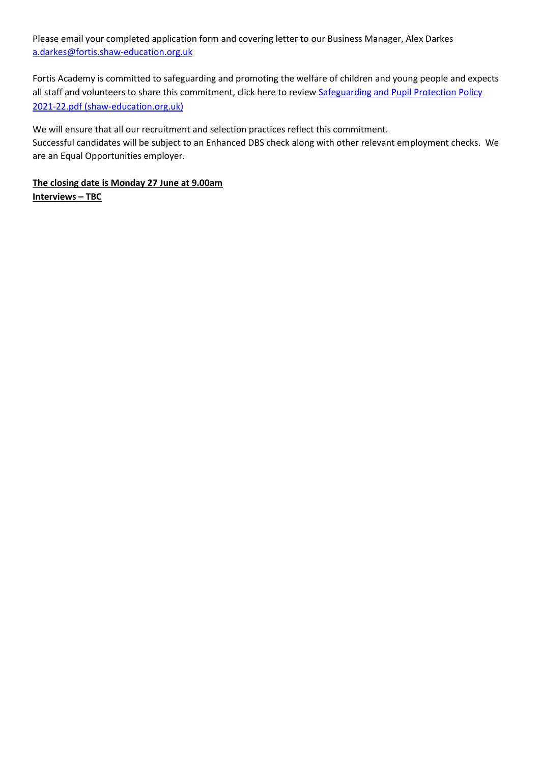Please email your completed application form and covering letter to our Business Manager, Alex Darkes
[a.darkes@fortis.shaw-education.org.uk](mailto:a.darkes@fortis.shaw-education.org.uk)

Fortis Academy is committed to safeguarding and promoting the welfare of children and young people and expects all staff and volunteers to share this commitment, click here to review [Safeguarding and Pupil Protection Policy 2021-22.pdf (shaw-education.org.uk)]()

We will ensure that all our recruitment and selection practices reflect this commitment.
Successful candidates will be subject to an Enhanced DBS check along with other relevant employment checks. We are an Equal Opportunities employer.

**<u>The closing date is Monday 27 June at 9.00am</u>**
**<u>Interviews – TBC</u>**